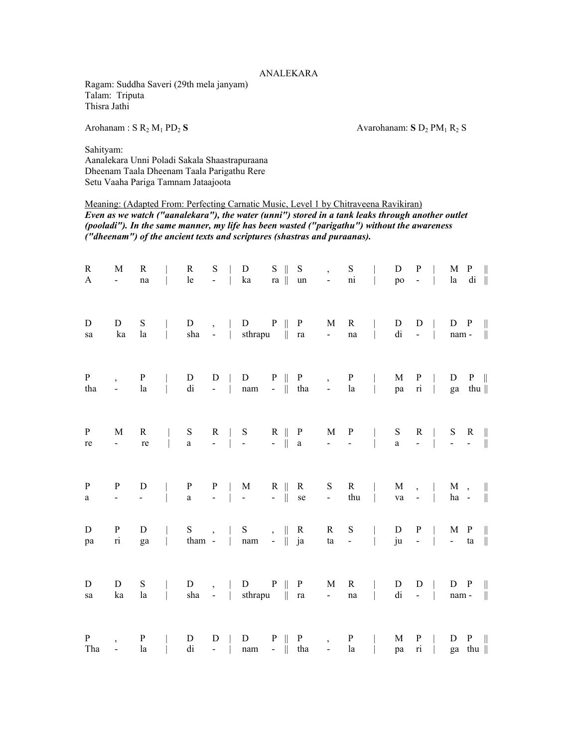# ANALEKARA

Ragam: Suddha Saveri (29th mela janyam)
Talam: Triputa
Thisra Jathi

Arohanam : S $R_2$ $M_1$ $PD_2$ **S**

Avarohanam: **S** $D_2$ $PM_1$ $R_2$ S

Sahityam:
Aanalekara Unni Poladi Sakala Shaastrapuraana
Dheenam Taala Dheenam Taala Parigathu Rere
Setu Vaaha Pariga Tamnam Jataajoota

Meaning: (Adapted From: Perfecting Carnatic Music, Level 1 by Chitraveena Ravikiran)
***Even as we watch ("aanalekara"), the water (unni") stored in a tank leaks through another outlet (pooladi"). In the same manner, my life has been wasted ("parigathu") without the awareness ("dheenam") of the ancient texts and scriptures (shastras and puraanas).***

```
R    M    R    |  R    S  |  D      S  ||  S    ,    S    |  D    P  |  M  P   ||
A    -    na   |  le   -  |  ka     ra ||  un   -    ni   |  po   -  |  la  di ||

D    D    S    |  D    ,  |  D      P  ||  P    M    R    |  D    D  |  D  P   ||
sa   ka   la   |  sha  -  |  sthrapu   ||  ra   -    na   |  di   -  |  nam -  ||

P    ,    P    |  D    D  |  D      P  ||  P    ,    P    |  M    P  |  D  P   ||
tha  -    la   |  di   -  |  nam    -  ||  tha  -    la   |  pa   ri |  ga  thu||

P    M    R    |  S    R  |  S      R  ||  P    M    P    |  S    R  |  S  R   ||
re   -    re   |  a    -  |  -      -  ||  a    -    -    |  a    -  |  -  -   ||

P    P    D    |  P    P  |  M      R  ||  R    S    R    |  M    ,  |  M  ,   ||
a    -    -    |  a    -  |  -      -  ||  se   -    thu  |  va   -  |  ha -   ||

D    P    D    |  S    ,  |  S      ,  ||  R    R    S    |  D    P  |  M  P   ||
pa   ri   ga   |  tham -  |  nam    -  ||  ja   ta   -    |  ju   -  |  -  ta  ||

D    D    S    |  D    ,  |  D      P  ||  P    M    R    |  D    D  |  D  P   ||
sa   ka   la   |  sha  -  |  sthrapu   ||  ra   -    na   |  di   -  |  nam -  ||

P    ,    P    |  D    D  |  D      P  ||  P    ,    P    |  M    P  |  D  P   ||
Tha  -    la   |  di   -  |  nam    -  ||  tha  -    la   |  pa   ri |  ga  thu||
```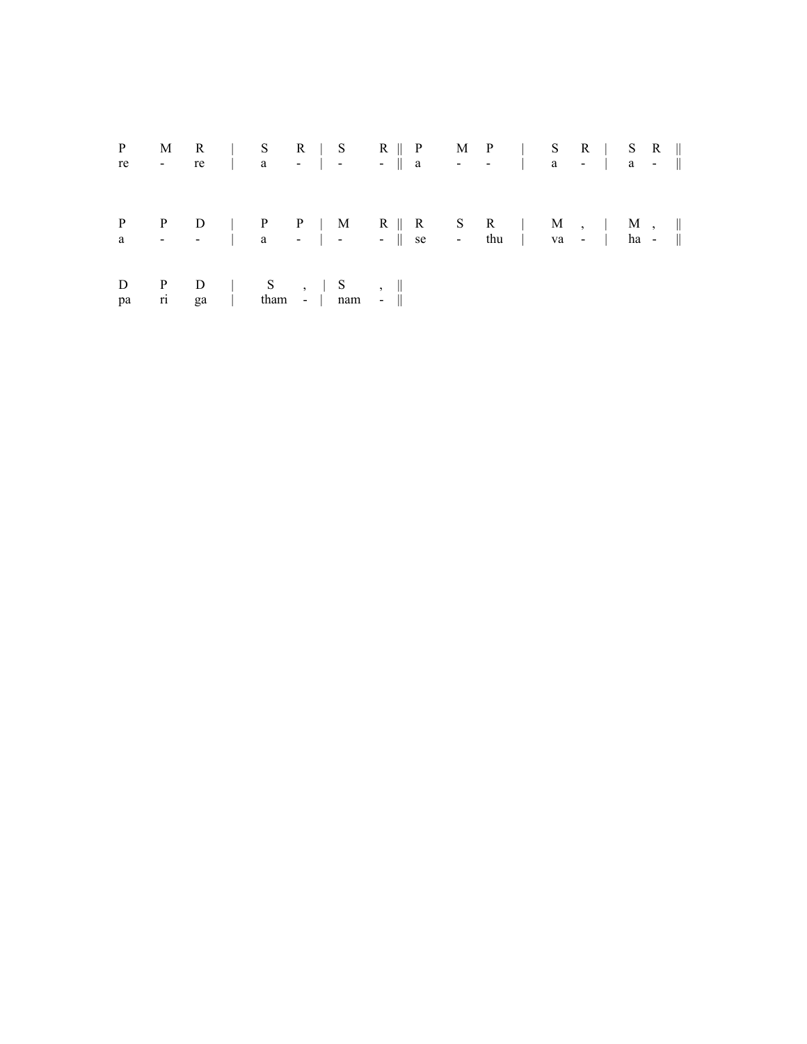| | | | | | | | | | | | | | | | | | | | | | | | |
|---|---|---|---|---|---|---|---|---|---|---|---|---|---|---|---|---|---|---|---|---|---|---|---|
| P | M | R | \| | S | R | \| | S | R | \|\| | P | M | P | \| | S | R | \| | S | R | \|\| | | | |
| re | - | re | \| | a | - | \| | - | - | \|\| | a | - | - | \| | a | - | \| | a | - | \|\| | | | |
| P | P | D | \| | P | P | \| | M | R | \|\| | R | S | R | \| | M | , | \| | M | , | \|\| | | | |
| a | - | - | \| | a | - | \| | - | - | \|\| | se | - | thu | \| | va | - | \| | ha | - | \|\| | | | |
| D | P | D | \| | S | , | \| | S | , | \|\| | | | | | | | | | | | | | | |
| pa | ri | ga | \| | tham | - | \| | nam | - | \|\| | | | | | | | | | | | | | | |